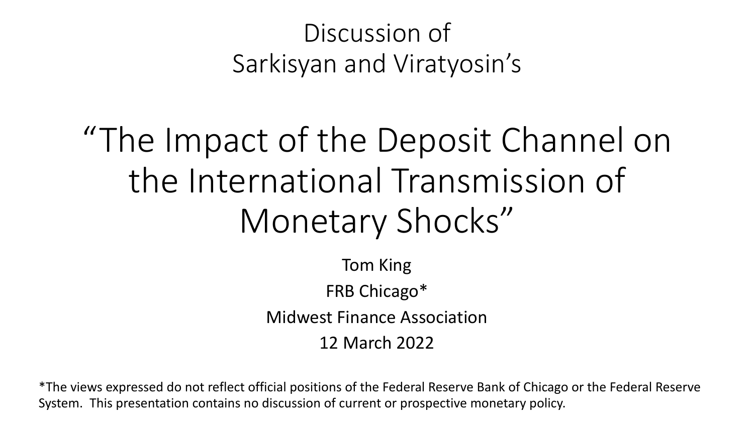Discussion of
Sarkisyan and Viratyosin's

# "The Impact of the Deposit Channel on the International Transmission of Monetary Shocks"

Tom King

FRB Chicago*

Midwest Finance Association

12 March 2022

*The views expressed do not reflect official positions of the Federal Reserve Bank of Chicago or the Federal Reserve System. This presentation contains no discussion of current or prospective monetary policy.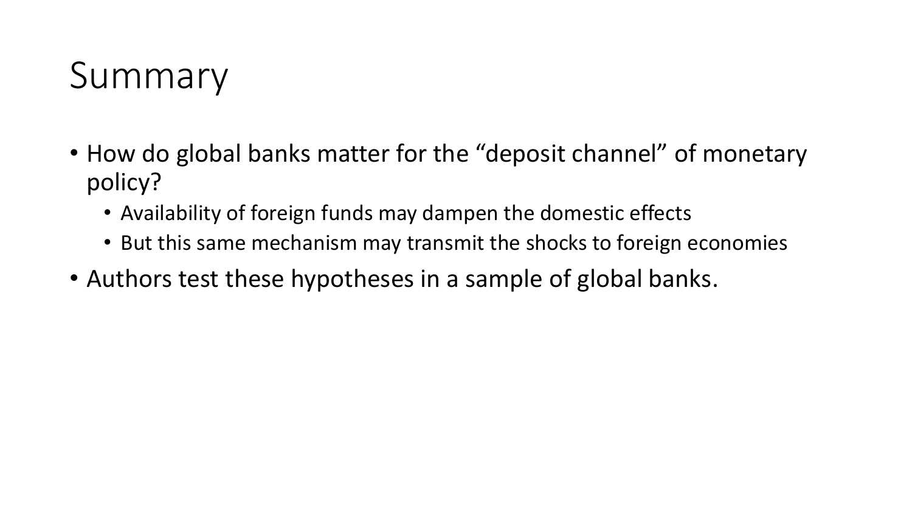# Summary

- How do global banks matter for the “deposit channel” of monetary policy?
  - Availability of foreign funds may dampen the domestic effects
  - But this same mechanism may transmit the shocks to foreign economies
- Authors test these hypotheses in a sample of global banks.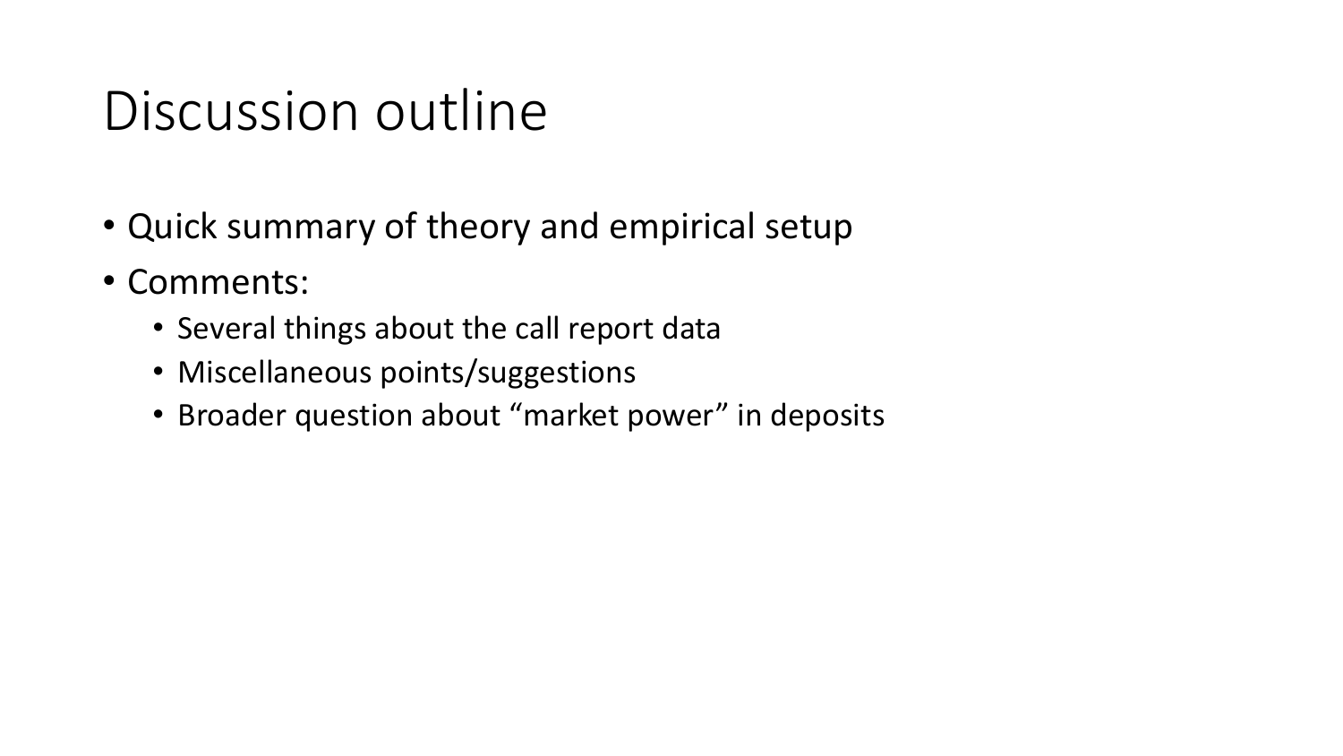# Discussion outline

- Quick summary of theory and empirical setup
- Comments:
  - Several things about the call report data
  - Miscellaneous points/suggestions
  - Broader question about “market power” in deposits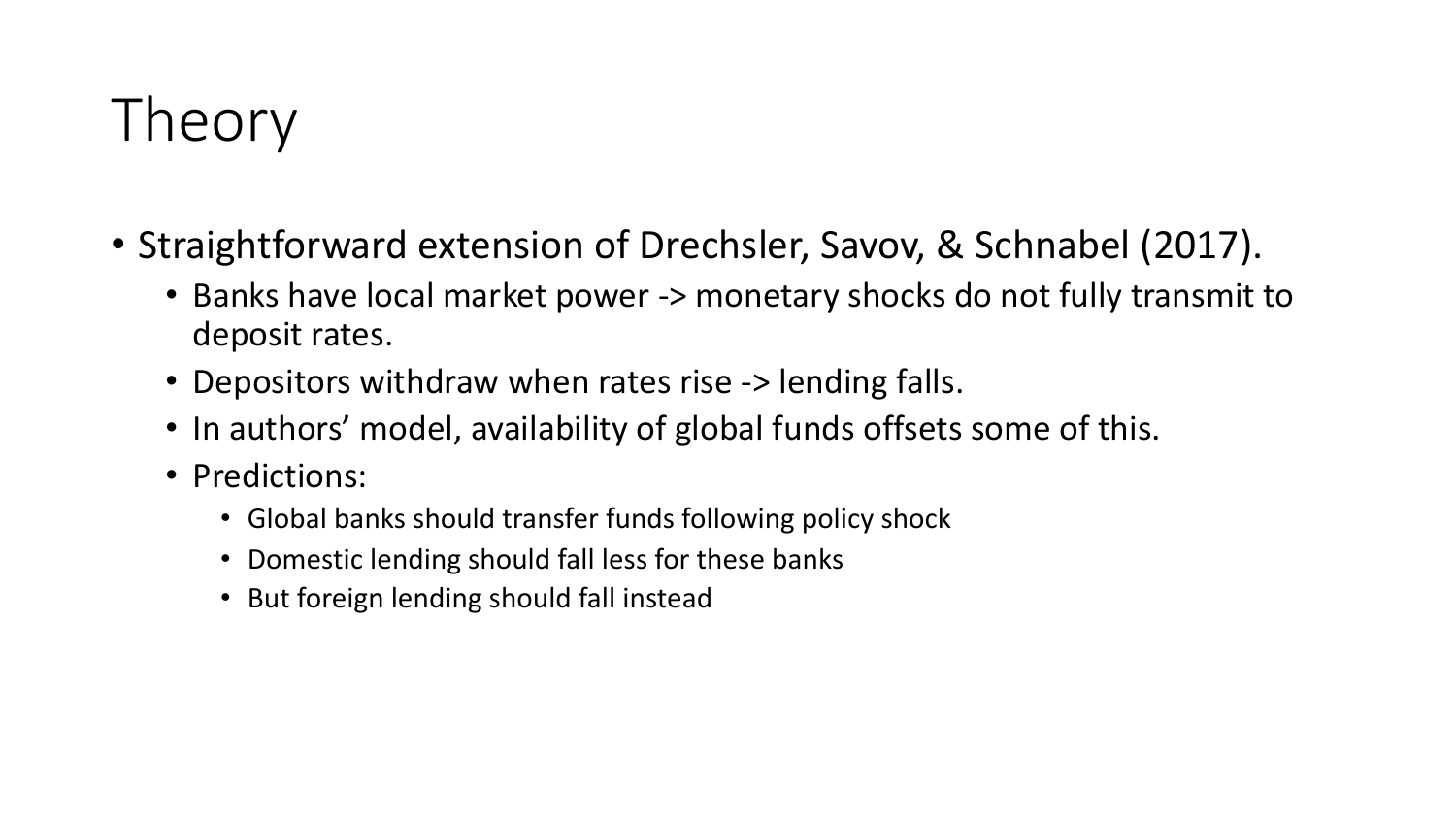# Theory

- Straightforward extension of Drechsler, Savov, & Schnabel (2017).
  - Banks have local market power -> monetary shocks do not fully transmit to deposit rates.
  - Depositors withdraw when rates rise -> lending falls.
  - In authors' model, availability of global funds offsets some of this.
  - Predictions:
    - Global banks should transfer funds following policy shock
    - Domestic lending should fall less for these banks
    - But foreign lending should fall instead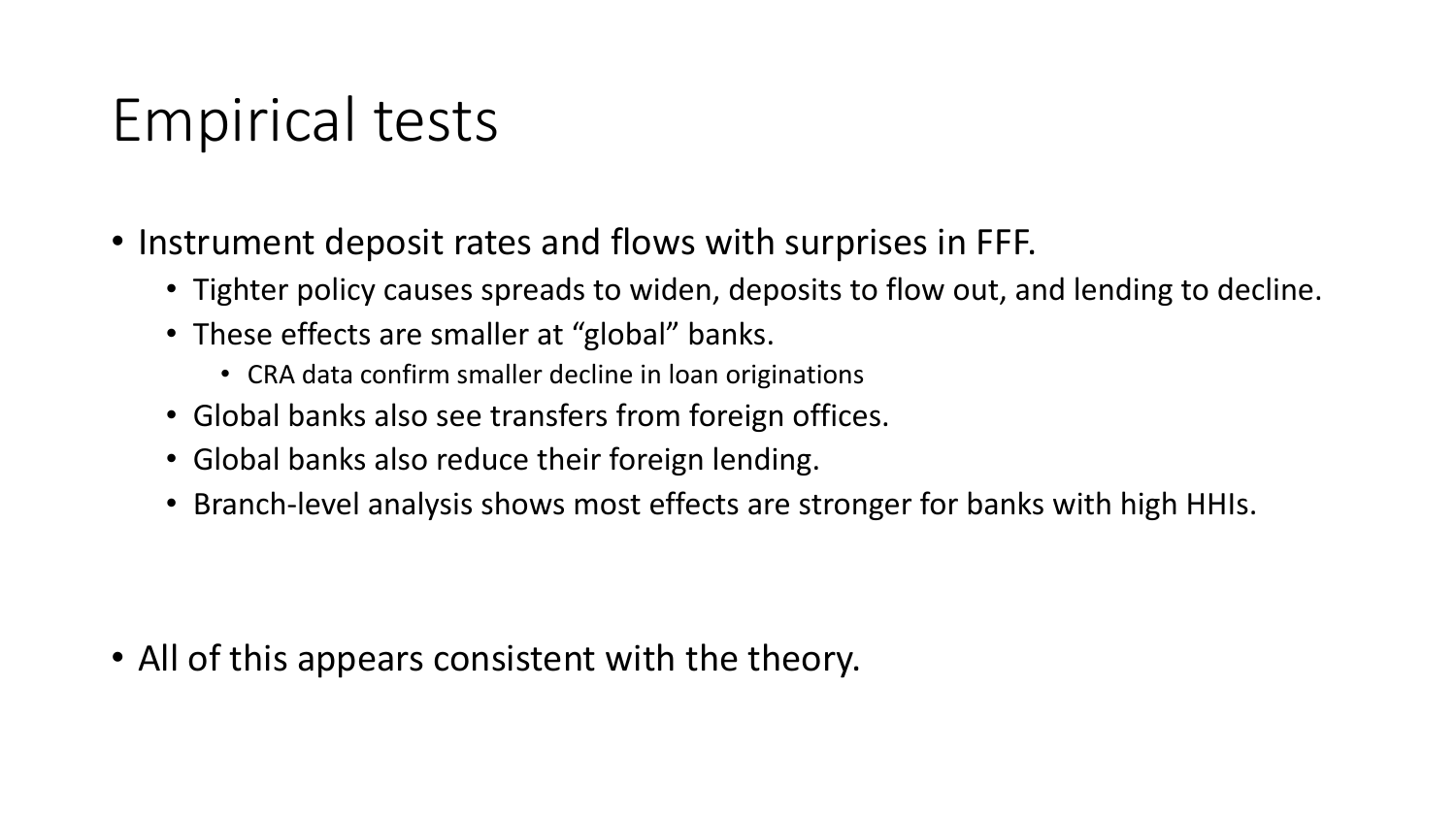# Empirical tests

- Instrument deposit rates and flows with surprises in FFF.
  - Tighter policy causes spreads to widen, deposits to flow out, and lending to decline.
  - These effects are smaller at “global” banks.
    - CRA data confirm smaller decline in loan originations
  - Global banks also see transfers from foreign offices.
  - Global banks also reduce their foreign lending.
  - Branch-level analysis shows most effects are stronger for banks with high HHIs.

- All of this appears consistent with the theory.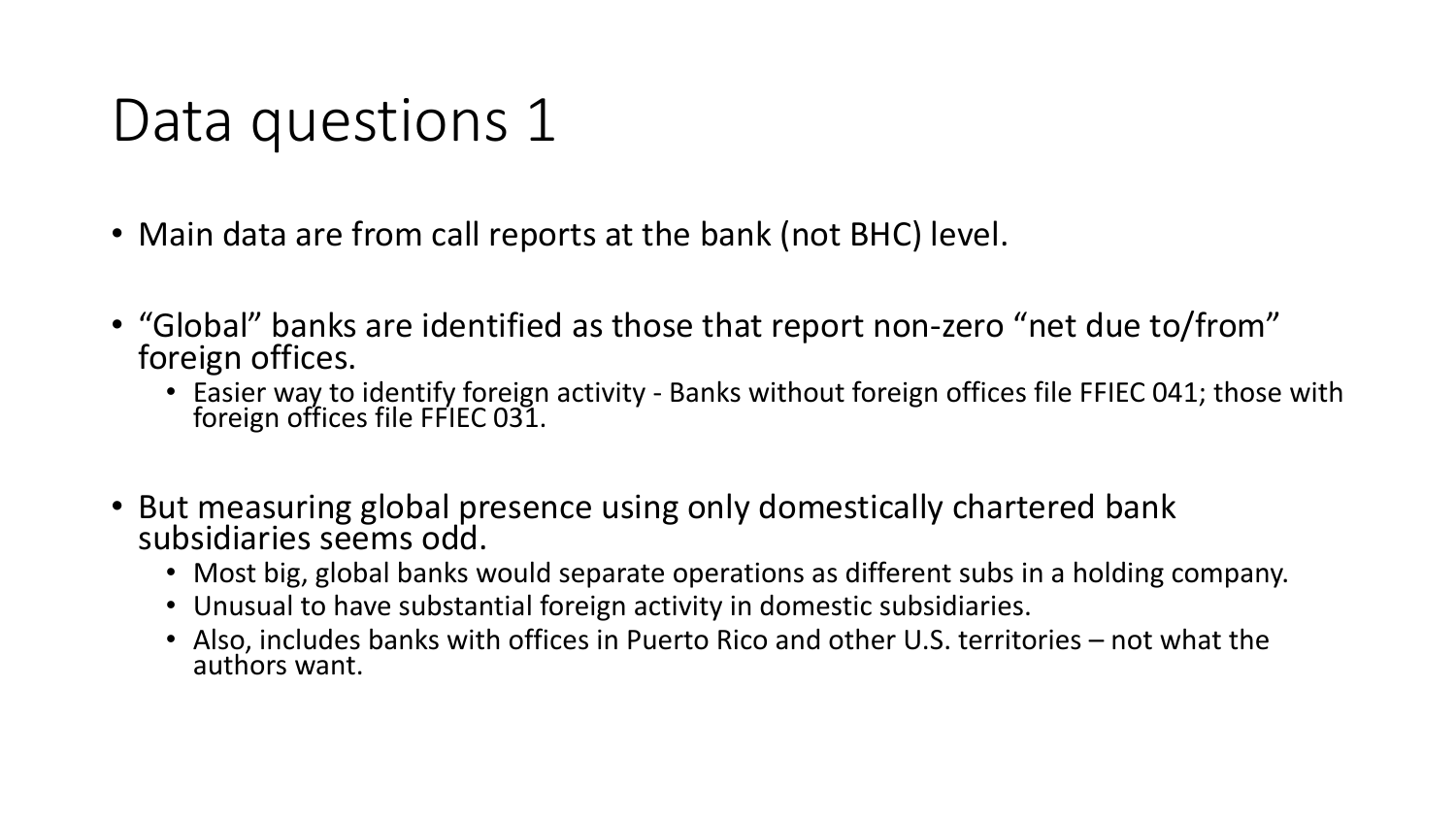# Data questions 1

- Main data are from call reports at the bank (not BHC) level.
- "Global" banks are identified as those that report non-zero "net due to/from" foreign offices.
  - Easier way to identify foreign activity - Banks without foreign offices file FFIEC 041; those with foreign offices file FFIEC 031.
- But measuring global presence using only domestically chartered bank subsidiaries seems odd.
  - Most big, global banks would separate operations as different subs in a holding company.
  - Unusual to have substantial foreign activity in domestic subsidiaries.
  - Also, includes banks with offices in Puerto Rico and other U.S. territories – not what the authors want.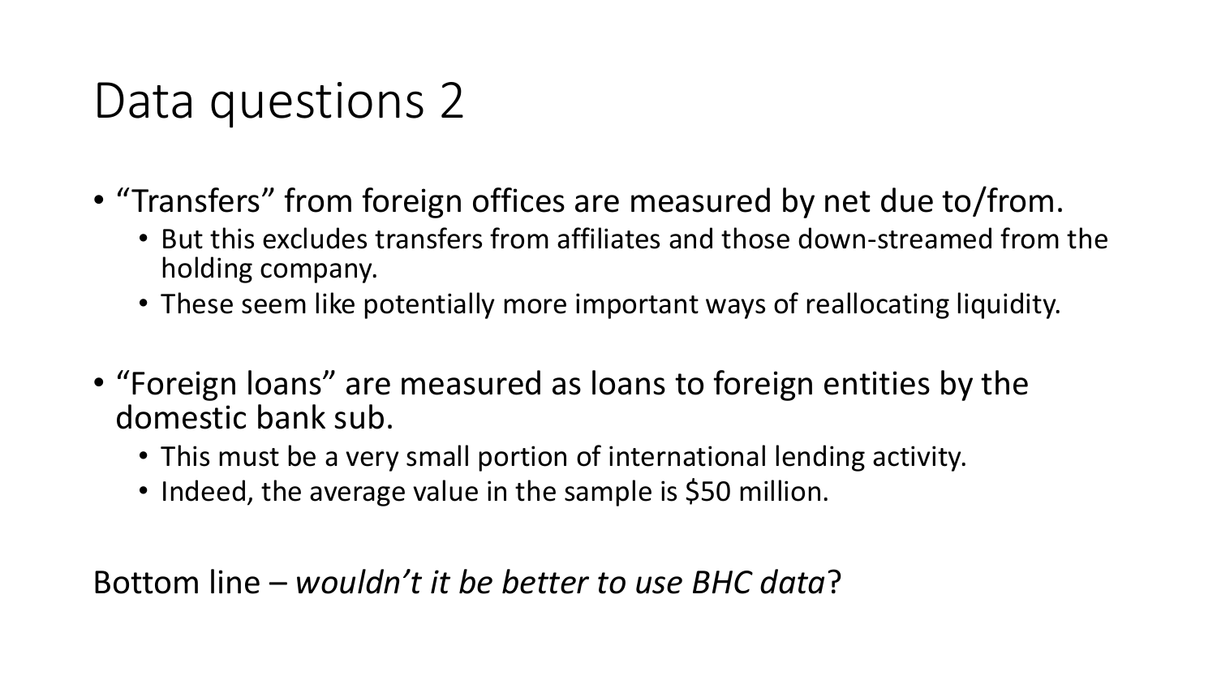# Data questions 2

- "Transfers" from foreign offices are measured by net due to/from.
  - But this excludes transfers from affiliates and those down-streamed from the holding company.
  - These seem like potentially more important ways of reallocating liquidity.

- "Foreign loans" are measured as loans to foreign entities by the domestic bank sub.
  - This must be a very small portion of international lending activity.
  - Indeed, the average value in the sample is $50 million.

Bottom line – *wouldn't it be better to use BHC data*?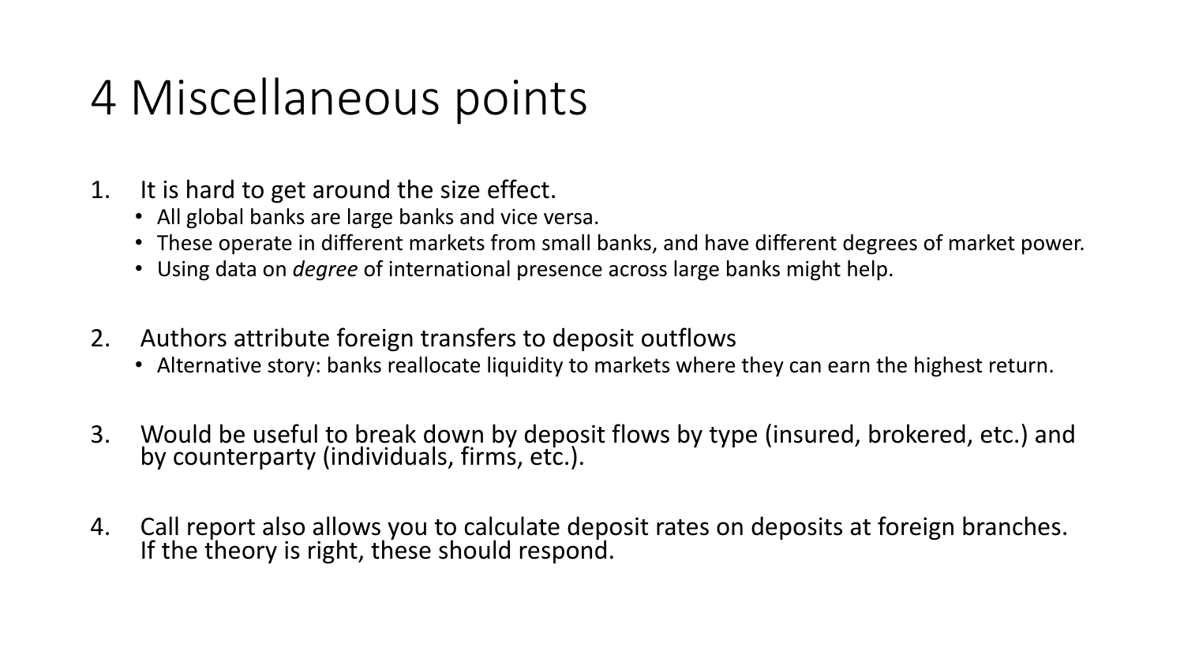# 4 Miscellaneous points

1. It is hard to get around the size effect.
   - All global banks are large banks and vice versa.
   - These operate in different markets from small banks, and have different degrees of market power.
   - Using data on *degree* of international presence across large banks might help.

2. Authors attribute foreign transfers to deposit outflows
   - Alternative story: banks reallocate liquidity to markets where they can earn the highest return.

3. Would be useful to break down by deposit flows by type (insured, brokered, etc.) and by counterparty (individuals, firms, etc.).

4. Call report also allows you to calculate deposit rates on deposits at foreign branches. If the theory is right, these should respond.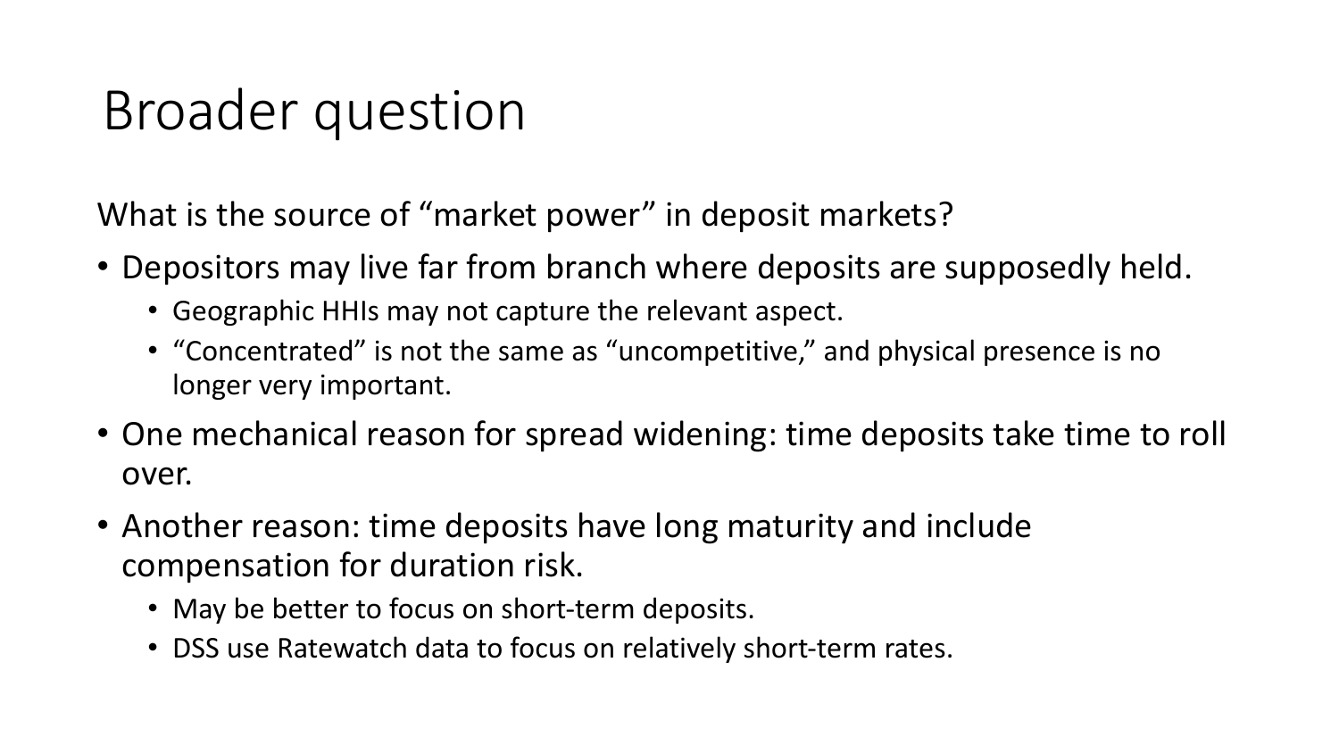# Broader question

What is the source of "market power" in deposit markets?

- Depositors may live far from branch where deposits are supposedly held.
  - Geographic HHIs may not capture the relevant aspect.
  - "Concentrated" is not the same as "uncompetitive," and physical presence is no longer very important.
- One mechanical reason for spread widening: time deposits take time to roll over.
- Another reason: time deposits have long maturity and include compensation for duration risk.
  - May be better to focus on short-term deposits.
  - DSS use Ratewatch data to focus on relatively short-term rates.